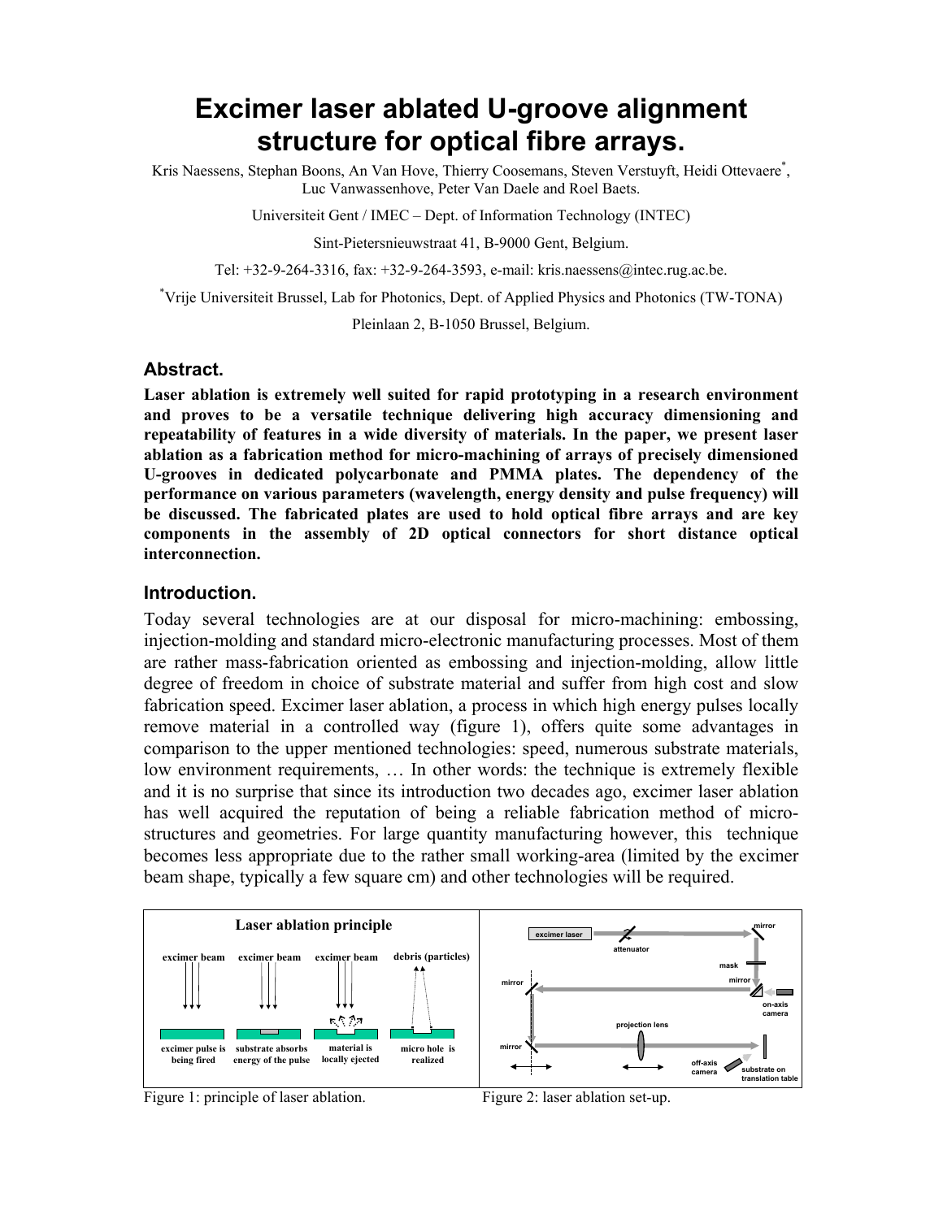# Excimer laser ablated U-groove alignment structure for optical fibre arrays.

Kris Naessens, Stephan Boons, An Van Hove, Thierry Coosemans, Steven Verstuyft, Heidi Ottevaere[*], Luc Vanwassenhove, Peter Van Daele and Roel Baets.

Universiteit Gent / IMEC – Dept. of Information Technology (INTEC)

Sint-Pietersnieuwstraat 41, B-9000 Gent, Belgium.

Tel: +32-9-264-3316, fax: +32-9-264-3593, e-mail: kris.naessens@intec.rug.ac.be.

[*]Vrije Universiteit Brussel, Lab for Photonics, Dept. of Applied Physics and Photonics (TW-TONA)

Pleinlaan 2, B-1050 Brussel, Belgium.

## Abstract.

**Laser ablation is extremely well suited for rapid prototyping in a research environment and proves to be a versatile technique delivering high accuracy dimensioning and repeatability of features in a wide diversity of materials. In the paper, we present laser ablation as a fabrication method for micro-machining of arrays of precisely dimensioned U-grooves in dedicated polycarbonate and PMMA plates. The dependency of the performance on various parameters (wavelength, energy density and pulse frequency) will be discussed. The fabricated plates are used to hold optical fibre arrays and are key components in the assembly of 2D optical connectors for short distance optical interconnection.**

## Introduction.

Today several technologies are at our disposal for micro-machining: embossing, injection-molding and standard micro-electronic manufacturing processes. Most of them are rather mass-fabrication oriented as embossing and injection-molding, allow little degree of freedom in choice of substrate material and suffer from high cost and slow fabrication speed. Excimer laser ablation, a process in which high energy pulses locally remove material in a controlled way (figure 1), offers quite some advantages in comparison to the upper mentioned technologies: speed, numerous substrate materials, low environment requirements, … In other words: the technique is extremely flexible and it is no surprise that since its introduction two decades ago, excimer laser ablation has well acquired the reputation of being a reliable fabrication method of micro-structures and geometries. For large quantity manufacturing however, this technique becomes less appropriate due to the rather small working-area (limited by the excimer beam shape, typically a few square cm) and other technologies will be required.

Figure 1: principle of laser ablation.

Figure 2: laser ablation set-up.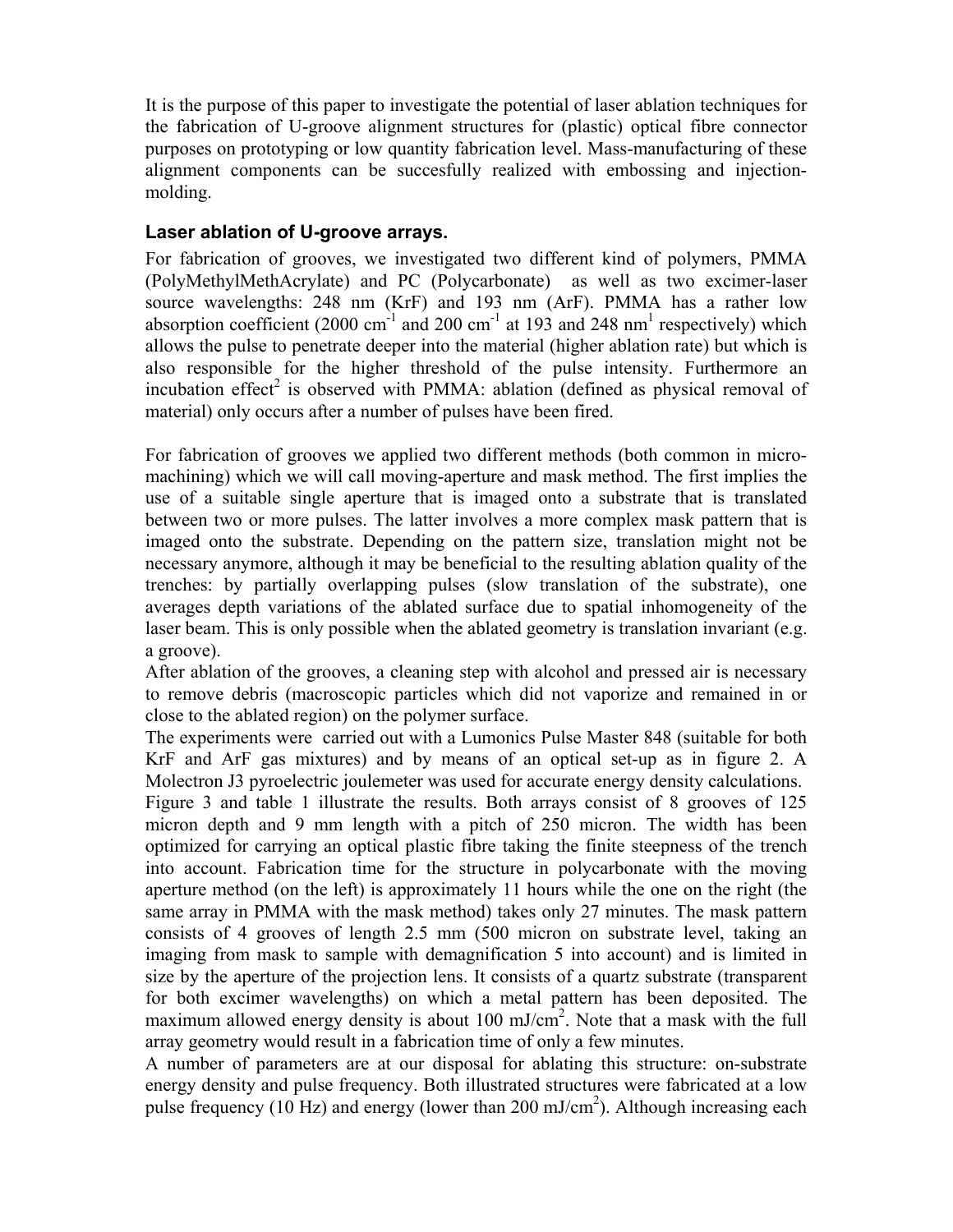It is the purpose of this paper to investigate the potential of laser ablation techniques for the fabrication of U-groove alignment structures for (plastic) optical fibre connector purposes on prototyping or low quantity fabrication level. Mass-manufacturing of these alignment components can be succesfully realized with embossing and injection-molding.

### Laser ablation of U-groove arrays.

For fabrication of grooves, we investigated two different kind of polymers, PMMA (PolyMethylMethAcrylate) and PC (Polycarbonate) as well as two excimer-laser source wavelengths: 248 nm (KrF) and 193 nm (ArF). PMMA has a rather low absorption coefficient (2000 $cm^{-1}$ and 200 $cm^{-1}$ at 193 and 248 nm[1] respectively) which allows the pulse to penetrate deeper into the material (higher ablation rate) but which is also responsible for the higher threshold of the pulse intensity. Furthermore an incubation effect[2] is observed with PMMA: ablation (defined as physical removal of material) only occurs after a number of pulses have been fired.

For fabrication of grooves we applied two different methods (both common in micro-machining) which we will call moving-aperture and mask method. The first implies the use of a suitable single aperture that is imaged onto a substrate that is translated between two or more pulses. The latter involves a more complex mask pattern that is imaged onto the substrate. Depending on the pattern size, translation might not be necessary anymore, although it may be beneficial to the resulting ablation quality of the trenches: by partially overlapping pulses (slow translation of the substrate), one averages depth variations of the ablated surface due to spatial inhomogeneity of the laser beam. This is only possible when the ablated geometry is translation invariant (e.g. a groove).

After ablation of the grooves, a cleaning step with alcohol and pressed air is necessary to remove debris (macroscopic particles which did not vaporize and remained in or close to the ablated region) on the polymer surface.

The experiments were carried out with a Lumonics Pulse Master 848 (suitable for both KrF and ArF gas mixtures) and by means of an optical set-up as in figure 2. A Molectron J3 pyroelectric joulemeter was used for accurate energy density calculations.

Figure 3 and table 1 illustrate the results. Both arrays consist of 8 grooves of 125 micron depth and 9 mm length with a pitch of 250 micron. The width has been optimized for carrying an optical plastic fibre taking the finite steepness of the trench into account. Fabrication time for the structure in polycarbonate with the moving aperture method (on the left) is approximately 11 hours while the one on the right (the same array in PMMA with the mask method) takes only 27 minutes. The mask pattern consists of 4 grooves of length 2.5 mm (500 micron on substrate level, taking an imaging from mask to sample with demagnification 5 into account) and is limited in size by the aperture of the projection lens. It consists of a quartz substrate (transparent for both excimer wavelengths) on which a metal pattern has been deposited. The maximum allowed energy density is about 100 $mJ/cm^2$. Note that a mask with the full array geometry would result in a fabrication time of only a few minutes.

A number of parameters are at our disposal for ablating this structure: on-substrate energy density and pulse frequency. Both illustrated structures were fabricated at a low pulse frequency (10 Hz) and energy (lower than 200 $mJ/cm^2$). Although increasing each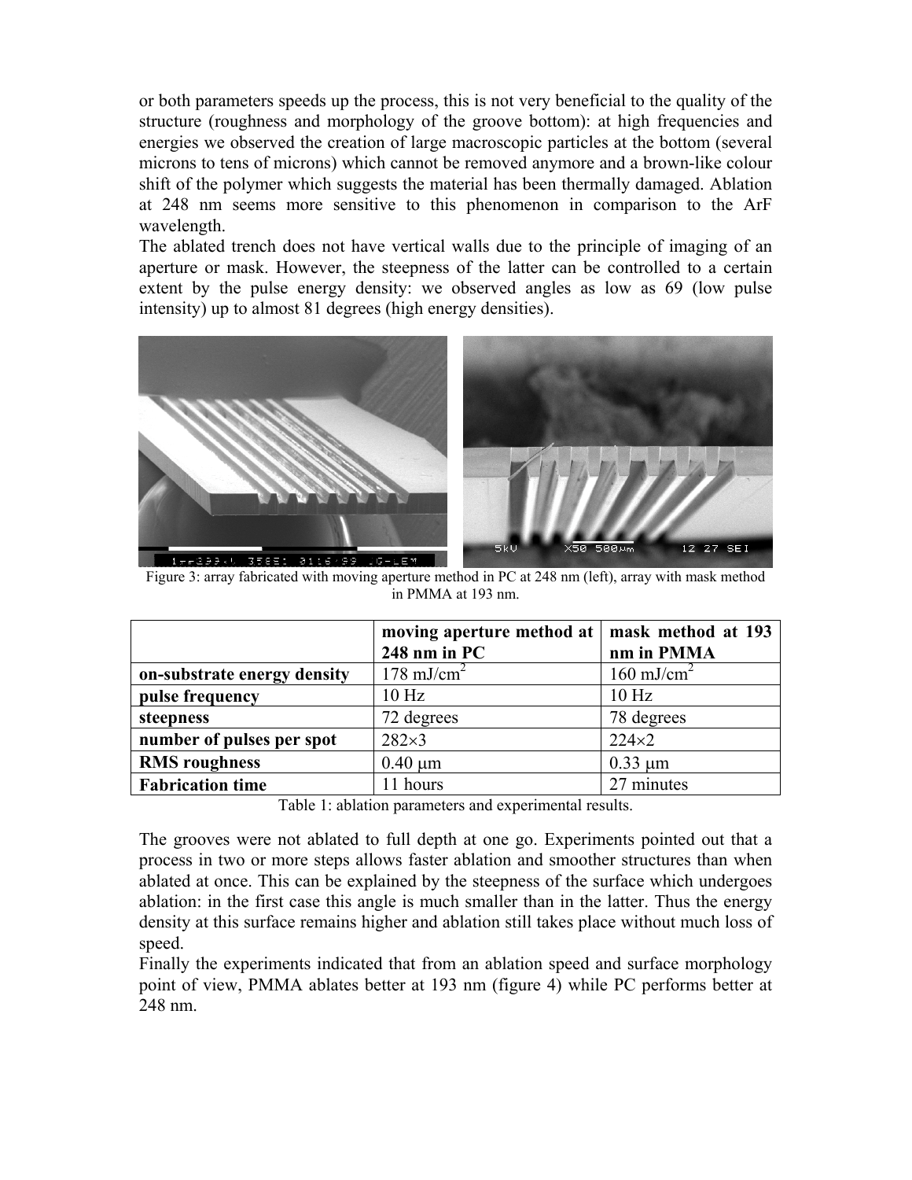or both parameters speeds up the process, this is not very beneficial to the quality of the structure (roughness and morphology of the groove bottom): at high frequencies and energies we observed the creation of large macroscopic particles at the bottom (several microns to tens of microns) which cannot be removed anymore and a brown-like colour shift of the polymer which suggests the material has been thermally damaged. Ablation at 248 nm seems more sensitive to this phenomenon in comparison to the ArF wavelength.

The ablated trench does not have vertical walls due to the principle of imaging of an aperture or mask. However, the steepness of the latter can be controlled to a certain extent by the pulse energy density: we observed angles as low as 69 (low pulse intensity) up to almost 81 degrees (high energy densities).

Figure 3: array fabricated with moving aperture method in PC at 248 nm (left), array with mask method in PMMA at 193 nm.

| | **moving aperture method at 248 nm in PC** | **mask method at 193 nm in PMMA** |
|---|---|---|
| **on-substrate energy density** | 178 mJ/cm$^2$ | 160 mJ/cm$^2$ |
| **pulse frequency** | 10 Hz | 10 Hz |
| **steepness** | 72 degrees | 78 degrees |
| **number of pulses per spot** | 282×3 | 224×2 |
| **RMS roughness** | 0.40 μm | 0.33 μm |
| **Fabrication time** | 11 hours | 27 minutes |

Table 1: ablation parameters and experimental results.

The grooves were not ablated to full depth at one go. Experiments pointed out that a process in two or more steps allows faster ablation and smoother structures than when ablated at once. This can be explained by the steepness of the surface which undergoes ablation: in the first case this angle is much smaller than in the latter. Thus the energy density at this surface remains higher and ablation still takes place without much loss of speed.

Finally the experiments indicated that from an ablation speed and surface morphology point of view, PMMA ablates better at 193 nm (figure 4) while PC performs better at 248 nm.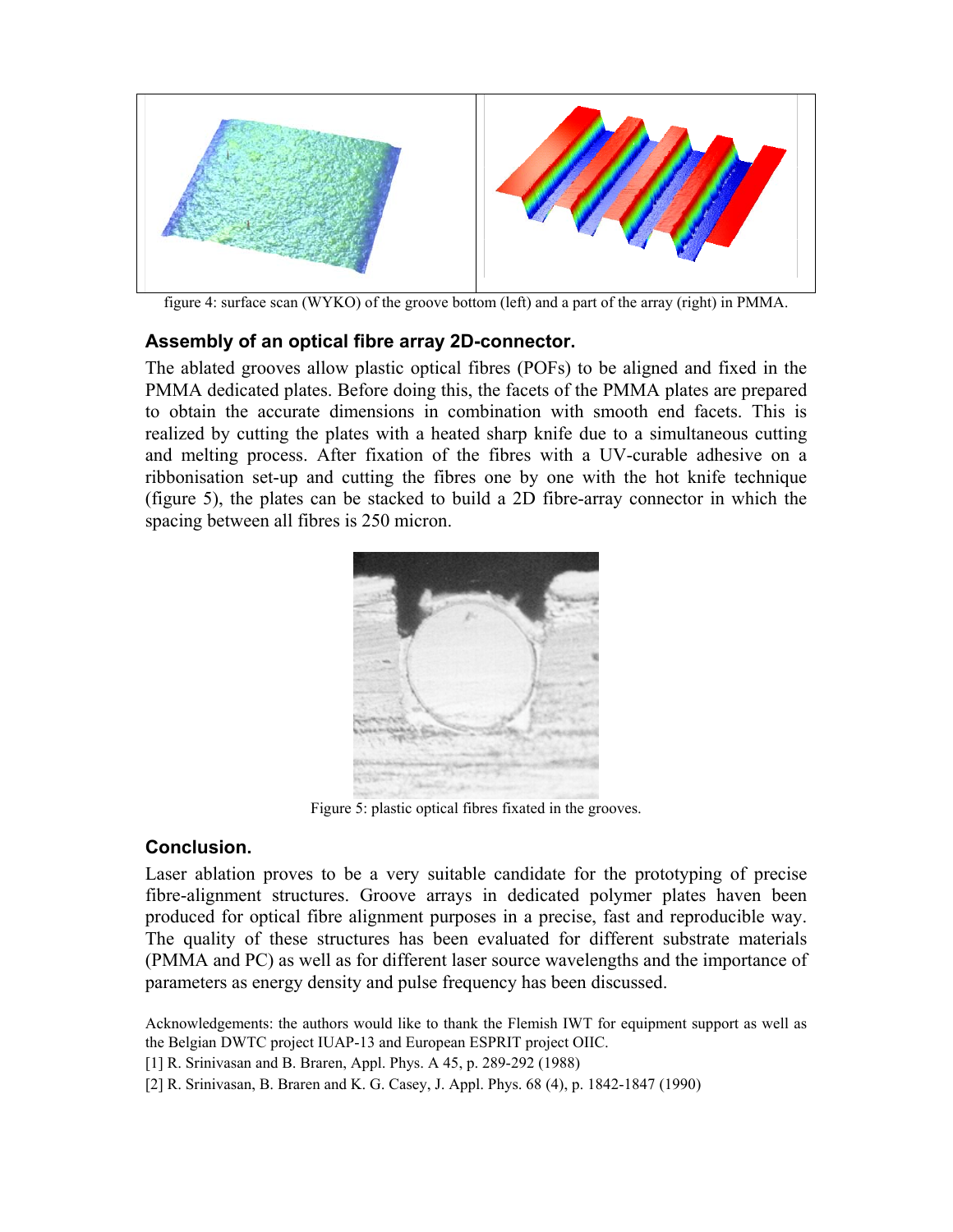figure 4: surface scan (WYKO) of the groove bottom (left) and a part of the array (right) in PMMA.

## Assembly of an optical fibre array 2D-connector.

The ablated grooves allow plastic optical fibres (POFs) to be aligned and fixed in the PMMA dedicated plates. Before doing this, the facets of the PMMA plates are prepared to obtain the accurate dimensions in combination with smooth end facets. This is realized by cutting the plates with a heated sharp knife due to a simultaneous cutting and melting process. After fixation of the fibres with a UV-curable adhesive on a ribbonisation set-up and cutting the fibres one by one with the hot knife technique (figure 5), the plates can be stacked to build a 2D fibre-array connector in which the spacing between all fibres is 250 micron.

Figure 5: plastic optical fibres fixated in the grooves.

## Conclusion.

Laser ablation proves to be a very suitable candidate for the prototyping of precise fibre-alignment structures. Groove arrays in dedicated polymer plates haven been produced for optical fibre alignment purposes in a precise, fast and reproducible way. The quality of these structures has been evaluated for different substrate materials (PMMA and PC) as well as for different laser source wavelengths and the importance of parameters as energy density and pulse frequency has been discussed.

Acknowledgements: the authors would like to thank the Flemish IWT for equipment support as well as the Belgian DWTC project IUAP-13 and European ESPRIT project OIIC.

[1] R. Srinivasan and B. Braren, Appl. Phys. A 45, p. 289-292 (1988)

[2] R. Srinivasan, B. Braren and K. G. Casey, J. Appl. Phys. 68 (4), p. 1842-1847 (1990)